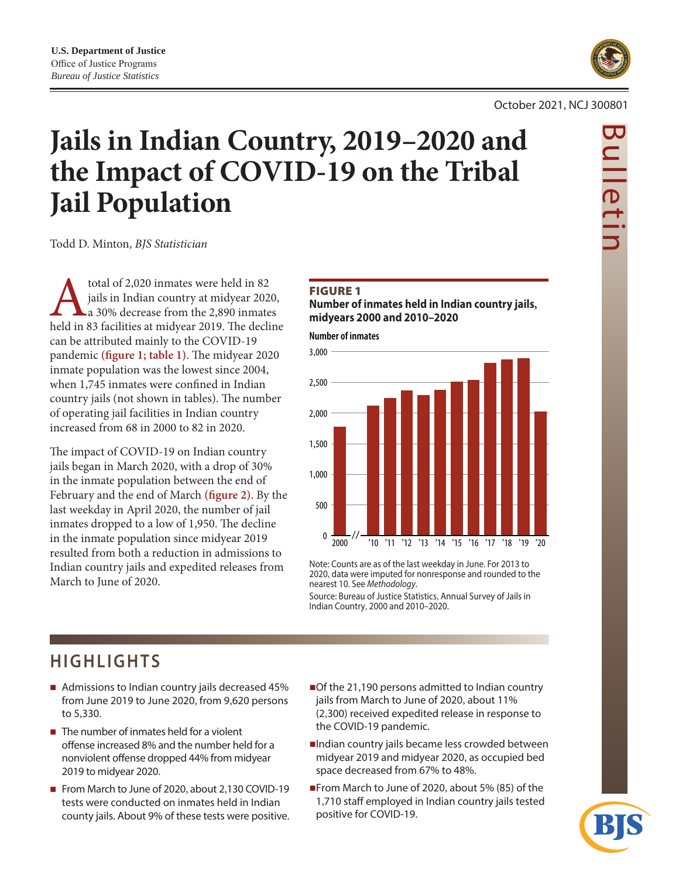U.S. Department of Justice
Office of Justice Programs
*Bureau of Justice Statistics*

October 2021, NCJ 300801

Bulletin

# Jails in Indian Country, 2019–2020 and the Impact of COVID-19 on the Tribal Jail Population

Todd D. Minton, *BJS Statistician*

A total of 2,020 inmates were held in 82 jails in Indian country at midyear 2020, a 30% decrease from the 2,890 inmates held in 83 facilities at midyear 2019. The decline can be attributed mainly to the COVID-19 pandemic **(figure 1; table 1)**. The midyear 2020 inmate population was the lowest since 2004, when 1,745 inmates were confined in Indian country jails (not shown in tables). The number of operating jail facilities in Indian country increased from 68 in 2000 to 82 in 2020.

The impact of COVID-19 on Indian country jails began in March 2020, with a drop of 30% in the inmate population between the end of February and the end of March **(figure 2)**. By the last weekday in April 2020, the number of jail inmates dropped to a low of 1,950. The decline in the inmate population since midyear 2019 resulted from both a reduction in admissions to Indian country jails and expedited releases from March to June of 2020.

**FIGURE 1**
**Number of inmates held in Indian country jails, midyears 2000 and 2010–2020**

Number of inmates

| Year | Number of inmates (approx.) |
|---|---|
| 2000 | 1,780 |
| '10 | 2,120 |
| '11 | 2,240 |
| '12 | 2,360 |
| '13 | 2,290 |
| '14 | 2,380 |
| '15 | 2,510 |
| '16 | 2,540 |
| '17 | 2,810 |
| '18 | 2,870 |
| '19 | 2,890 |
| '20 | 2,020 |

Note: Counts are as of the last weekday in June. For 2013 to 2020, data were imputed for nonresponse and rounded to the nearest 10. See *Methodology*.
Source: Bureau of Justice Statistics, Annual Survey of Jails in Indian Country, 2000 and 2010–2020.

## HIGHLIGHTS

- Admissions to Indian country jails decreased 45% from June 2019 to June 2020, from 9,620 persons to 5,330.
- The number of inmates held for a violent offense increased 8% and the number held for a nonviolent offense dropped 44% from midyear 2019 to midyear 2020.
- From March to June of 2020, about 2,130 COVID-19 tests were conducted on inmates held in Indian county jails. About 9% of these tests were positive.
- Of the 21,190 persons admitted to Indian country jails from March to June of 2020, about 11% (2,300) received expedited release in response to the COVID-19 pandemic.
- Indian country jails became less crowded between midyear 2019 and midyear 2020, as occupied bed space decreased from 67% to 48%.
- From March to June of 2020, about 5% (85) of the 1,710 staff employed in Indian country jails tested positive for COVID-19.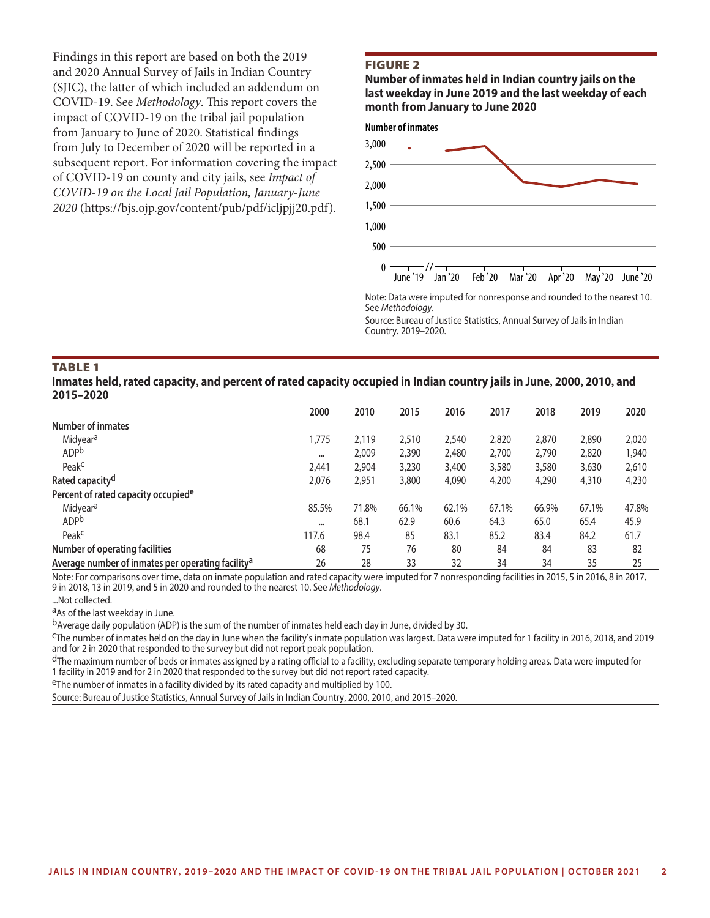Findings in this report are based on both the 2019 and 2020 Annual Survey of Jails in Indian Country (SJIC), the latter of which included an addendum on COVID-19. See *Methodology*. This report covers the impact of COVID-19 on the tribal jail population from January to June of 2020. Statistical findings from July to December of 2020 will be reported in a subsequent report. For information covering the impact of COVID-19 on county and city jails, see *Impact of COVID-19 on the Local Jail Population, January-June 2020* (https://bjs.ojp.gov/content/pub/pdf/icljpjj20.pdf).

## FIGURE 2

**Number of inmates held in Indian country jails on the last weekday in June 2019 and the last weekday of each month from January to June 2020**

Note: Data were imputed for nonresponse and rounded to the nearest 10. See *Methodology*.

Source: Bureau of Justice Statistics, Annual Survey of Jails in Indian Country, 2019–2020.

## TABLE 1

**Inmates held, rated capacity, and percent of rated capacity occupied in Indian country jails in June, 2000, 2010, and 2015–2020**

| | 2000 | 2010 | 2015 | 2016 | 2017 | 2018 | 2019 | 2020 |
|---|---|---|---|---|---|---|---|---|
| **Number of inmates** | | | | | | | | |
| Midyear[a] | 1,775 | 2,119 | 2,510 | 2,540 | 2,820 | 2,870 | 2,890 | 2,020 |
| ADP[b] | ... | 2,009 | 2,390 | 2,480 | 2,700 | 2,790 | 2,820 | 1,940 |
| Peak[c] | 2,441 | 2,904 | 3,230 | 3,400 | 3,580 | 3,580 | 3,630 | 2,610 |
| **Rated capacity[d]** | 2,076 | 2,951 | 3,800 | 4,090 | 4,200 | 4,290 | 4,310 | 4,230 |
| **Percent of rated capacity occupied[e]** | | | | | | | | |
| Midyear[a] | 85.5% | 71.8% | 66.1% | 62.1% | 67.1% | 66.9% | 67.1% | 47.8% |
| ADP[b] | ... | 68.1 | 62.9 | 60.6 | 64.3 | 65.0 | 65.4 | 45.9 |
| Peak[c] | 117.6 | 98.4 | 85 | 83.1 | 85.2 | 83.4 | 84.2 | 61.7 |
| **Number of operating facilities** | 68 | 75 | 76 | 80 | 84 | 84 | 83 | 82 |
| **Average number of inmates per operating facility[a]** | 26 | 28 | 33 | 32 | 34 | 34 | 35 | 25 |

Note: For comparisons over time, data on inmate population and rated capacity were imputed for 7 nonresponding facilities in 2015, 5 in 2016, 8 in 2017, 9 in 2018, 13 in 2019, and 5 in 2020 and rounded to the nearest 10. See *Methodology*.

...Not collected.

[a]As of the last weekday in June.

[b]Average daily population (ADP) is the sum of the number of inmates held each day in June, divided by 30.

[c]The number of inmates held on the day in June when the facility's inmate population was largest. Data were imputed for 1 facility in 2016, 2018, and 2019 and for 2 in 2020 that responded to the survey but did not report peak population.

[d]The maximum number of beds or inmates assigned by a rating official to a facility, excluding separate temporary holding areas. Data were imputed for 1 facility in 2019 and for 2 in 2020 that responded to the survey but did not report rated capacity.

[e]The number of inmates in a facility divided by its rated capacity and multiplied by 100.

Source: Bureau of Justice Statistics, Annual Survey of Jails in Indian Country, 2000, 2010, and 2015–2020.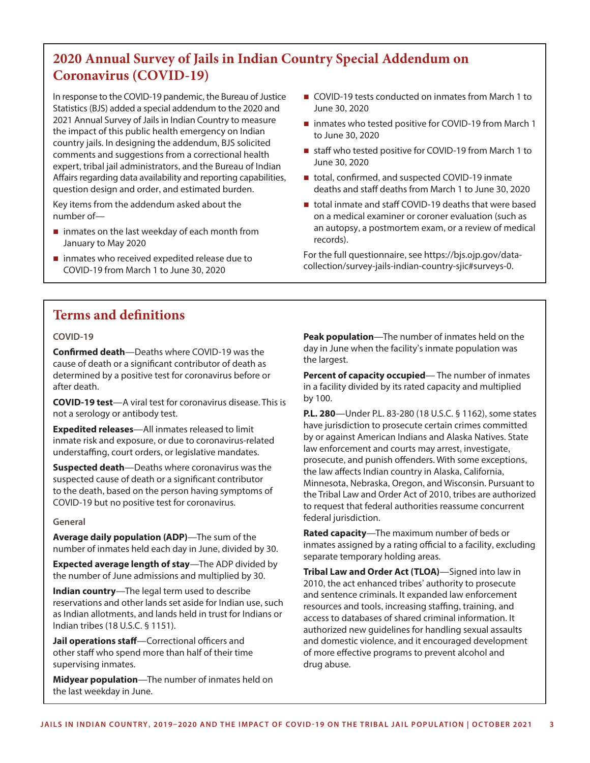## 2020 Annual Survey of Jails in Indian Country Special Addendum on Coronavirus (COVID-19)

In response to the COVID-19 pandemic, the Bureau of Justice Statistics (BJS) added a special addendum to the 2020 and 2021 Annual Survey of Jails in Indian Country to measure the impact of this public health emergency on Indian country jails. In designing the addendum, BJS solicited comments and suggestions from a correctional health expert, tribal jail administrators, and the Bureau of Indian Affairs regarding data availability and reporting capabilities, question design and order, and estimated burden.

Key items from the addendum asked about the number of—

- inmates on the last weekday of each month from January to May 2020
- inmates who received expedited release due to COVID-19 from March 1 to June 30, 2020
- COVID-19 tests conducted on inmates from March 1 to June 30, 2020
- inmates who tested positive for COVID-19 from March 1 to June 30, 2020
- staff who tested positive for COVID-19 from March 1 to June 30, 2020
- total, confirmed, and suspected COVID-19 inmate deaths and staff deaths from March 1 to June 30, 2020
- total inmate and staff COVID-19 deaths that were based on a medical examiner or coroner evaluation (such as an autopsy, a postmortem exam, or a review of medical records).

For the full questionnaire, see https://bjs.ojp.gov/data-collection/survey-jails-indian-country-sjic#surveys-0.

## Terms and definitions

### COVID-19

**Confirmed death**—Deaths where COVID-19 was the cause of death or a significant contributor of death as determined by a positive test for coronavirus before or after death.

**COVID-19 test**—A viral test for coronavirus disease. This is not a serology or antibody test.

**Expedited releases**—All inmates released to limit inmate risk and exposure, or due to coronavirus-related understaffing, court orders, or legislative mandates.

**Suspected death**—Deaths where coronavirus was the suspected cause of death or a significant contributor to the death, based on the person having symptoms of COVID-19 but no positive test for coronavirus.

### General

**Average daily population (ADP)**—The sum of the number of inmates held each day in June, divided by 30.

**Expected average length of stay**—The ADP divided by the number of June admissions and multiplied by 30.

**Indian country**—The legal term used to describe reservations and other lands set aside for Indian use, such as Indian allotments, and lands held in trust for Indians or Indian tribes (18 U.S.C. § 1151).

**Jail operations staff**—Correctional officers and other staff who spend more than half of their time supervising inmates.

**Midyear population**—The number of inmates held on the last weekday in June.

**Peak population**—The number of inmates held on the day in June when the facility's inmate population was the largest.

**Percent of capacity occupied**— The number of inmates in a facility divided by its rated capacity and multiplied by 100.

**P.L. 280**—Under P.L. 83-280 (18 U.S.C. § 1162), some states have jurisdiction to prosecute certain crimes committed by or against American Indians and Alaska Natives. State law enforcement and courts may arrest, investigate, prosecute, and punish offenders. With some exceptions, the law affects Indian country in Alaska, California, Minnesota, Nebraska, Oregon, and Wisconsin. Pursuant to the Tribal Law and Order Act of 2010, tribes are authorized to request that federal authorities reassume concurrent federal jurisdiction.

**Rated capacity**—The maximum number of beds or inmates assigned by a rating official to a facility, excluding separate temporary holding areas.

**Tribal Law and Order Act (TLOA)**—Signed into law in 2010, the act enhanced tribes' authority to prosecute and sentence criminals. It expanded law enforcement resources and tools, increasing staffing, training, and access to databases of shared criminal information. It authorized new guidelines for handling sexual assaults and domestic violence, and it encouraged development of more effective programs to prevent alcohol and drug abuse.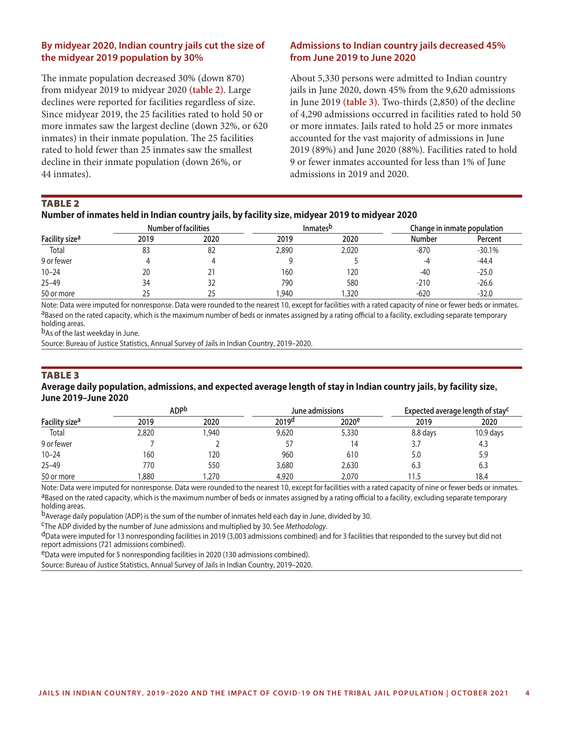### By midyear 2020, Indian country jails cut the size of the midyear 2019 population by 30%

The inmate population decreased 30% (down 870) from midyear 2019 to midyear 2020 **(table 2)**. Large declines were reported for facilities regardless of size. Since midyear 2019, the 25 facilities rated to hold 50 or more inmates saw the largest decline (down 32%, or 620 inmates) in their inmate population. The 25 facilities rated to hold fewer than 25 inmates saw the smallest decline in their inmate population (down 26%, or 44 inmates).

### Admissions to Indian country jails decreased 45% from June 2019 to June 2020

About 5,330 persons were admitted to Indian country jails in June 2020, down 45% from the 9,620 admissions in June 2019 **(table 3)**. Two-thirds (2,850) of the decline of 4,290 admissions occurred in facilities rated to hold 50 or more inmates. Jails rated to hold 25 or more inmates accounted for the vast majority of admissions in June 2019 (89%) and June 2020 (88%). Facilities rated to hold 9 or fewer inmates accounted for less than 1% of June admissions in 2019 and 2020.

**TABLE 2**
**Number of inmates held in Indian country jails, by facility size, midyear 2019 to midyear 2020**

| | Number of facilities | | Inmates[b] | | Change in inmate population | |
|---|---|---|---|---|---|---|
| Facility size[a] | 2019 | 2020 | 2019 | 2020 | Number | Percent |
| Total | 83 | 82 | 2,890 | 2,020 | -870 | -30.1% |
| 9 or fewer | 4 | 4 | 9 | 5 | -4 | -44.4 |
| 10–24 | 20 | 21 | 160 | 120 | -40 | -25.0 |
| 25–49 | 34 | 32 | 790 | 580 | -210 | -26.6 |
| 50 or more | 25 | 25 | 1,940 | 1,320 | -620 | -32.0 |

Note: Data were imputed for nonresponse. Data were rounded to the nearest 10, except for facilities with a rated capacity of nine or fewer beds or inmates.
[a]Based on the rated capacity, which is the maximum number of beds or inmates assigned by a rating official to a facility, excluding separate temporary holding areas.
[b]As of the last weekday in June.
Source: Bureau of Justice Statistics, Annual Survey of Jails in Indian Country, 2019–2020.

**TABLE 3**
**Average daily population, admissions, and expected average length of stay in Indian country jails, by facility size, June 2019–June 2020**

| | ADP[b] | | June admissions | | Expected average length of stay[c] | |
|---|---|---|---|---|---|---|
| Facility size[a] | 2019 | 2020 | 2019[d] | 2020[e] | 2019 | 2020 |
| Total | 2,820 | 1,940 | 9,620 | 5,330 | 8.8 days | 10.9 days |
| 9 or fewer | 7 | 2 | 57 | 14 | 3.7 | 4.3 |
| 10–24 | 160 | 120 | 960 | 610 | 5.0 | 5.9 |
| 25–49 | 770 | 550 | 3,680 | 2,630 | 6.3 | 6.3 |
| 50 or more | 1,880 | 1,270 | 4,920 | 2,070 | 11.5 | 18.4 |

Note: Data were imputed for nonresponse. Data were rounded to the nearest 10, except for facilities with a rated capacity of nine or fewer beds or inmates.
[a]Based on the rated capacity, which is the maximum number of beds or inmates assigned by a rating official to a facility, excluding separate temporary holding areas.
[b]Average daily population (ADP) is the sum of the number of inmates held each day in June, divided by 30.
[c]The ADP divided by the number of June admissions and multiplied by 30. See *Methodology*.
[d]Data were imputed for 13 nonresponding facilities in 2019 (3,003 admissions combined) and for 3 facilities that responded to the survey but did not report admissions (721 admissions combined).
[e]Data were imputed for 5 nonresponding facilities in 2020 (130 admissions combined).
Source: Bureau of Justice Statistics, Annual Survey of Jails in Indian Country, 2019–2020.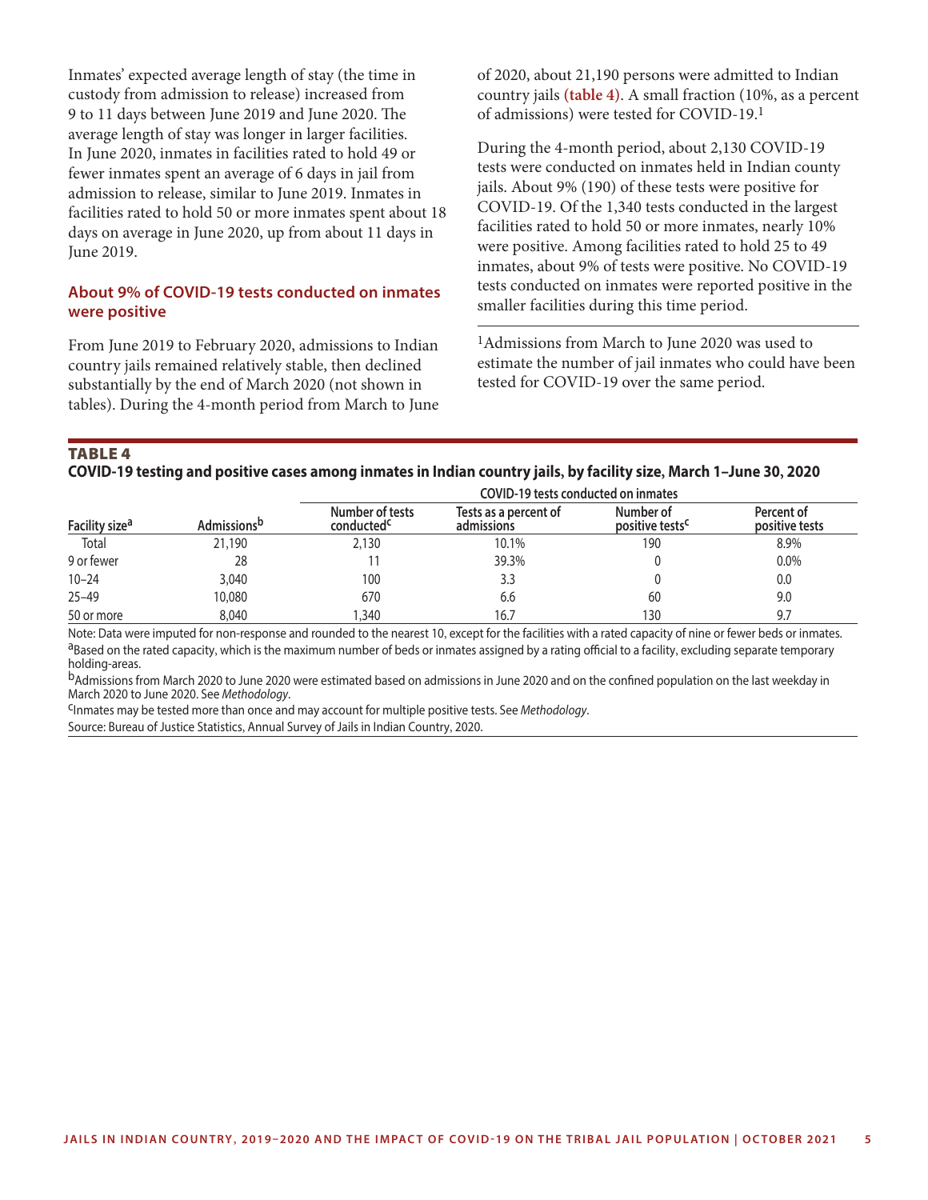Inmates' expected average length of stay (the time in custody from admission to release) increased from 9 to 11 days between June 2019 and June 2020. The average length of stay was longer in larger facilities. In June 2020, inmates in facilities rated to hold 49 or fewer inmates spent an average of 6 days in jail from admission to release, similar to June 2019. Inmates in facilities rated to hold 50 or more inmates spent about 18 days on average in June 2020, up from about 11 days in June 2019.

## About 9% of COVID-19 tests conducted on inmates were positive

From June 2019 to February 2020, admissions to Indian country jails remained relatively stable, then declined substantially by the end of March 2020 (not shown in tables). During the 4-month period from March to June of 2020, about 21,190 persons were admitted to Indian country jails **(table 4)**. A small fraction (10%, as a percent of admissions) were tested for COVID-19.[1]

During the 4-month period, about 2,130 COVID-19 tests were conducted on inmates held in Indian county jails. About 9% (190) of these tests were positive for COVID-19. Of the 1,340 tests conducted in the largest facilities rated to hold 50 or more inmates, nearly 10% were positive. Among facilities rated to hold 25 to 49 inmates, about 9% of tests were positive. No COVID-19 tests conducted on inmates were reported positive in the smaller facilities during this time period.

[1]Admissions from March to June 2020 was used to estimate the number of jail inmates who could have been tested for COVID-19 over the same period.

**TABLE 4**
**COVID-19 testing and positive cases among inmates in Indian country jails, by facility size, March 1–June 30, 2020**

| | | COVID-19 tests conducted on inmates | | | |
|---|---|---|---|---|---|
| Facility size[a] | Admissions[b] | Number of tests conducted[c] | Tests as a percent of admissions | Number of positive tests[c] | Percent of positive tests |
| Total | 21,190 | 2,130 | 10.1% | 190 | 8.9% |
| 9 or fewer | 28 | 11 | 39.3% | 0 | 0.0% |
| 10–24 | 3,040 | 100 | 3.3 | 0 | 0.0 |
| 25–49 | 10,080 | 670 | 6.6 | 60 | 9.0 |
| 50 or more | 8,040 | 1,340 | 16.7 | 130 | 9.7 |

Note: Data were imputed for non-response and rounded to the nearest 10, except for the facilities with a rated capacity of nine or fewer beds or inmates.
[a]Based on the rated capacity, which is the maximum number of beds or inmates assigned by a rating official to a facility, excluding separate temporary holding-areas.
[b]Admissions from March 2020 to June 2020 were estimated based on admissions in June 2020 and on the confined population on the last weekday in March 2020 to June 2020. See *Methodology*.
[c]Inmates may be tested more than once and may account for multiple positive tests. See *Methodology*.
Source: Bureau of Justice Statistics, Annual Survey of Jails in Indian Country, 2020.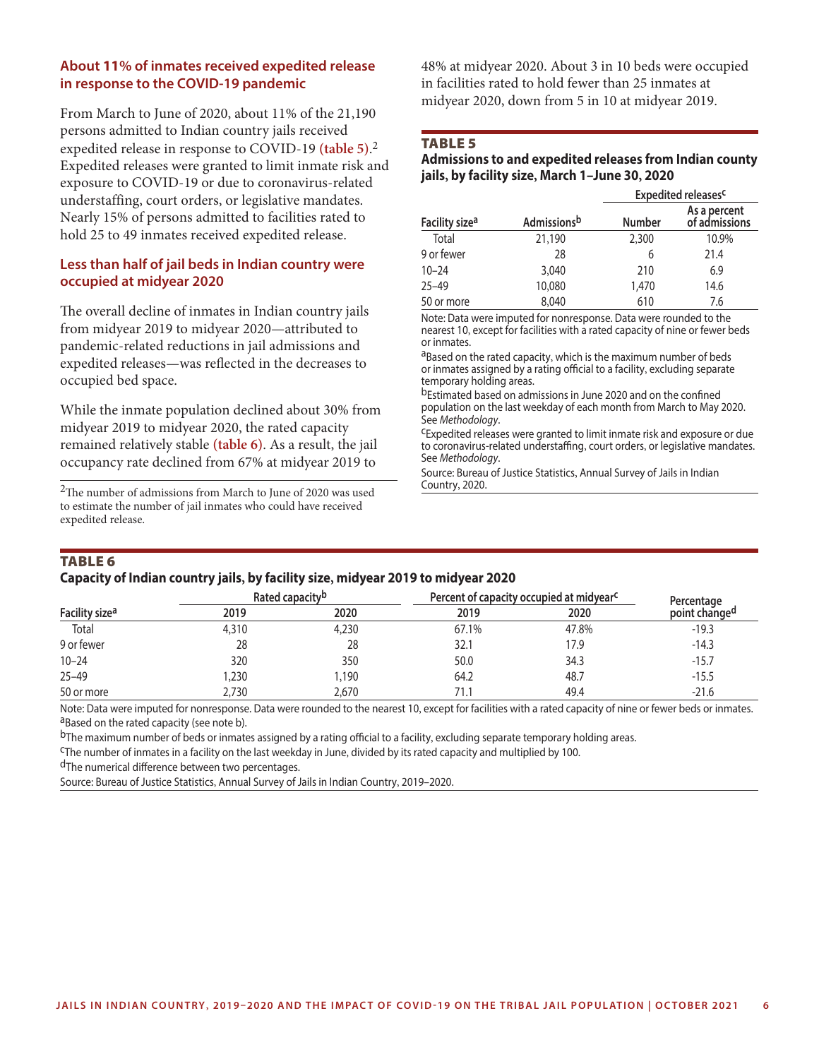## About 11% of inmates received expedited release in response to the COVID-19 pandemic

From March to June of 2020, about 11% of the 21,190 persons admitted to Indian country jails received expedited release in response to COVID-19 **(table 5)**.[2] Expedited releases were granted to limit inmate risk and exposure to COVID-19 or due to coronavirus-related understaffing, court orders, or legislative mandates. Nearly 15% of persons admitted to facilities rated to hold 25 to 49 inmates received expedited release.

## Less than half of jail beds in Indian country were occupied at midyear 2020

The overall decline of inmates in Indian country jails from midyear 2019 to midyear 2020—attributed to pandemic-related reductions in jail admissions and expedited releases—was reflected in the decreases to occupied bed space.

While the inmate population declined about 30% from midyear 2019 to midyear 2020, the rated capacity remained relatively stable **(table 6)**. As a result, the jail occupancy rate declined from 67% at midyear 2019 to 48% at midyear 2020. About 3 in 10 beds were occupied in facilities rated to hold fewer than 25 inmates at midyear 2020, down from 5 in 10 at midyear 2019.

[2]The number of admissions from March to June of 2020 was used to estimate the number of jail inmates who could have received expedited release.

### TABLE 5
**Admissions to and expedited releases from Indian county jails, by facility size, March 1–June 30, 2020**

| | | Expedited releases[c] | |
|---|---|---|---|
| Facility size[a] | Admissions[b] | Number | As a percent of admissions |
| Total | 21,190 | 2,300 | 10.9% |
| 9 or fewer | 28 | 6 | 21.4 |
| 10–24 | 3,040 | 210 | 6.9 |
| 25–49 | 10,080 | 1,470 | 14.6 |
| 50 or more | 8,040 | 610 | 7.6 |

Note: Data were imputed for nonresponse. Data were rounded to the nearest 10, except for facilities with a rated capacity of nine or fewer beds or inmates.
[a]Based on the rated capacity, which is the maximum number of beds or inmates assigned by a rating official to a facility, excluding separate temporary holding areas.
[b]Estimated based on admissions in June 2020 and on the confined population on the last weekday of each month from March to May 2020. See *Methodology*.
[c]Expedited releases were granted to limit inmate risk and exposure or due to coronavirus-related understaffing, court orders, or legislative mandates. See *Methodology*.
Source: Bureau of Justice Statistics, Annual Survey of Jails in Indian Country, 2020.

### TABLE 6
**Capacity of Indian country jails, by facility size, midyear 2019 to midyear 2020**

| | Rated capacity[b] | | Percent of capacity occupied at midyear[c] | | |
|---|---|---|---|---|---|
| Facility size[a] | 2019 | 2020 | 2019 | 2020 | Percentage point change[d] |
| Total | 4,310 | 4,230 | 67.1% | 47.8% | -19.3 |
| 9 or fewer | 28 | 28 | 32.1 | 17.9 | -14.3 |
| 10–24 | 320 | 350 | 50.0 | 34.3 | -15.7 |
| 25–49 | 1,230 | 1,190 | 64.2 | 48.7 | -15.5 |
| 50 or more | 2,730 | 2,670 | 71.1 | 49.4 | -21.6 |

Note: Data were imputed for nonresponse. Data were rounded to the nearest 10, except for facilities with a rated capacity of nine or fewer beds or inmates.
[a]Based on the rated capacity (see note b).
[b]The maximum number of beds or inmates assigned by a rating official to a facility, excluding separate temporary holding areas.
[c]The number of inmates in a facility on the last weekday in June, divided by its rated capacity and multiplied by 100.
[d]The numerical difference between two percentages.
Source: Bureau of Justice Statistics, Annual Survey of Jails in Indian Country, 2019–2020.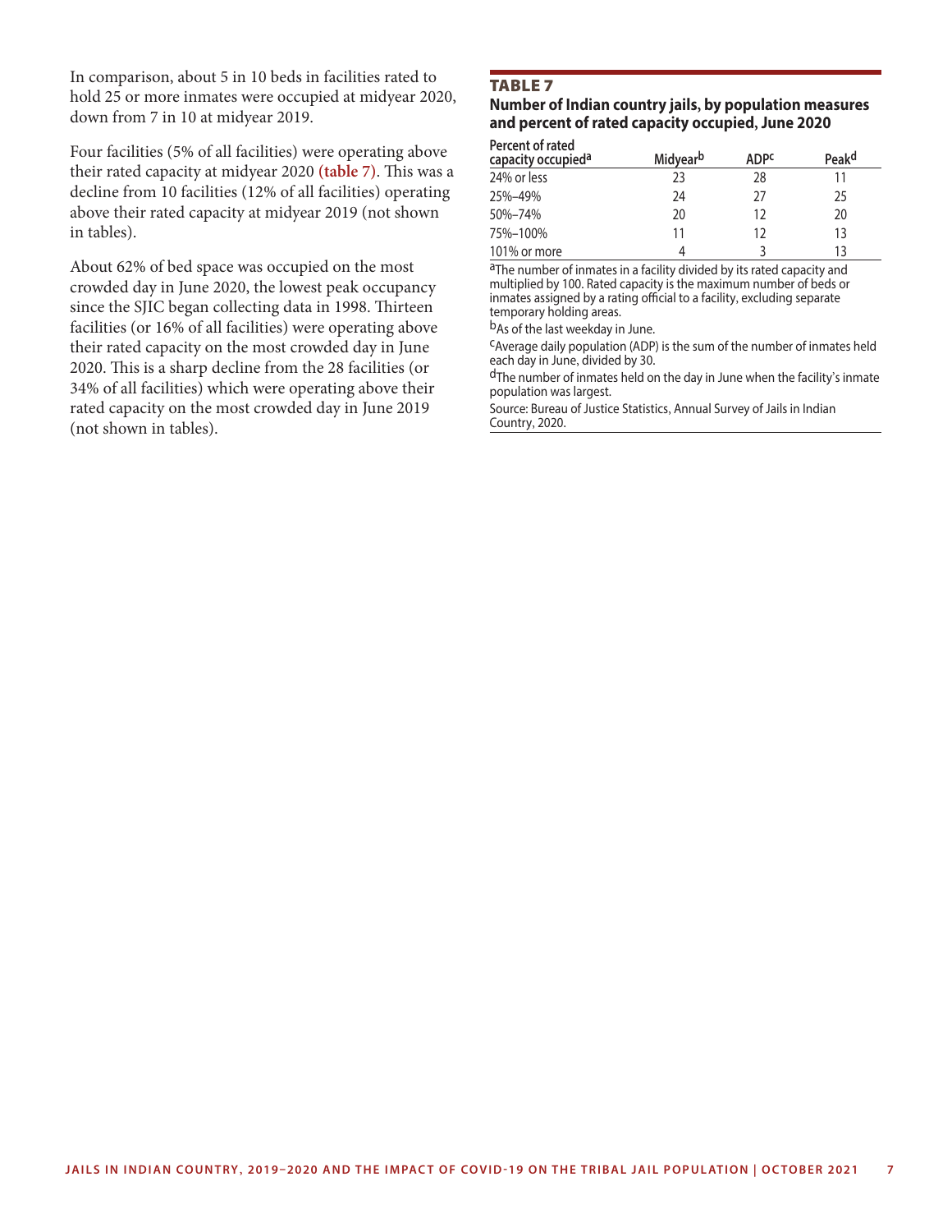In comparison, about 5 in 10 beds in facilities rated to hold 25 or more inmates were occupied at midyear 2020, down from 7 in 10 at midyear 2019.

Four facilities (5% of all facilities) were operating above their rated capacity at midyear 2020 **(table 7)**. This was a decline from 10 facilities (12% of all facilities) operating above their rated capacity at midyear 2019 (not shown in tables).

About 62% of bed space was occupied on the most crowded day in June 2020, the lowest peak occupancy since the SJIC began collecting data in 1998. Thirteen facilities (or 16% of all facilities) were operating above their rated capacity on the most crowded day in June 2020. This is a sharp decline from the 28 facilities (or 34% of all facilities) which were operating above their rated capacity on the most crowded day in June 2019 (not shown in tables).

### TABLE 7

**Number of Indian country jails, by population measures and percent of rated capacity occupied, June 2020**

| Percent of rated capacity occupied[a] | Midyear[b] | ADP[c] | Peak[d] |
|---|---|---|---|
| 24% or less | 23 | 28 | 11 |
| 25%–49% | 24 | 27 | 25 |
| 50%–74% | 20 | 12 | 20 |
| 75%–100% | 11 | 12 | 13 |
| 101% or more | 4 | 3 | 13 |

[a]The number of inmates in a facility divided by its rated capacity and multiplied by 100. Rated capacity is the maximum number of beds or inmates assigned by a rating official to a facility, excluding separate temporary holding areas.

[b]As of the last weekday in June.

[c]Average daily population (ADP) is the sum of the number of inmates held each day in June, divided by 30.

[d]The number of inmates held on the day in June when the facility's inmate population was largest.

Source: Bureau of Justice Statistics, Annual Survey of Jails in Indian Country, 2020.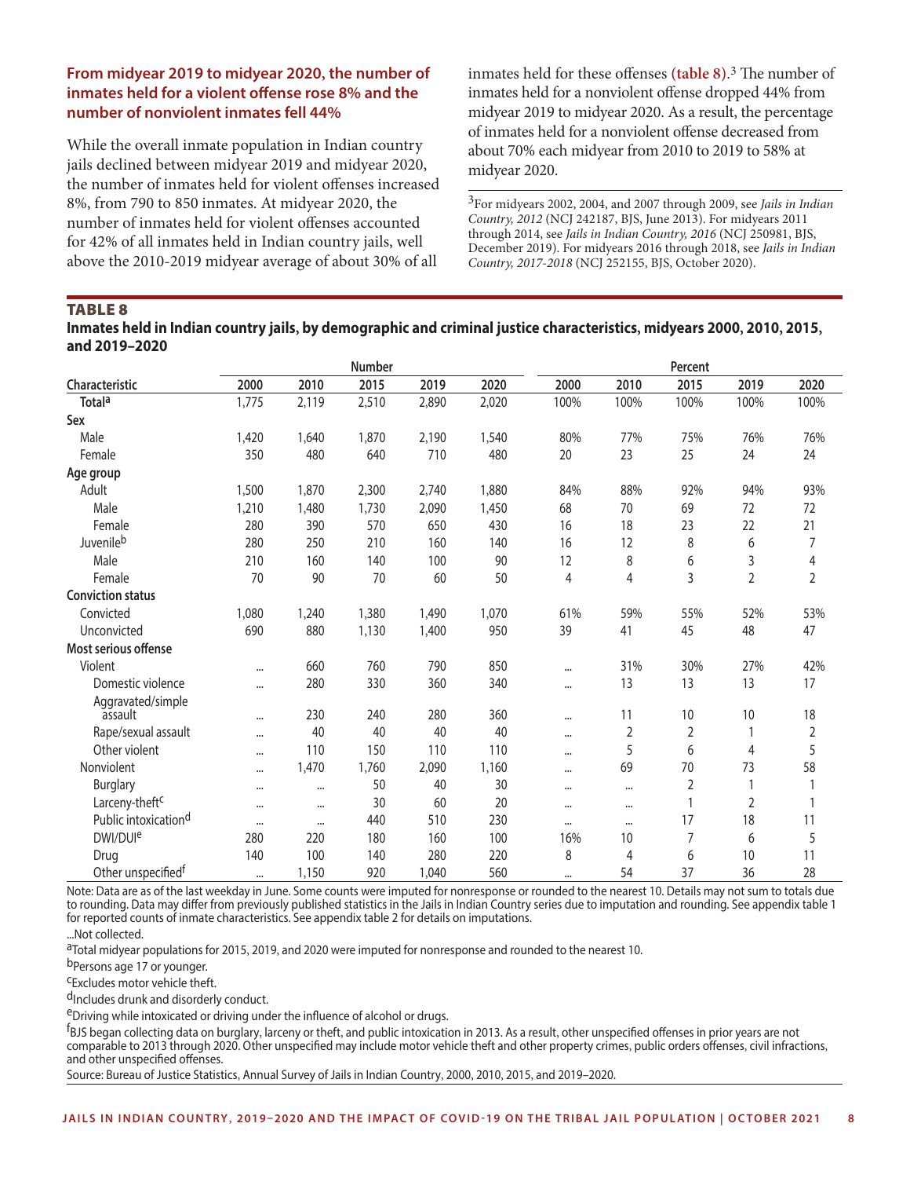### From midyear 2019 to midyear 2020, the number of inmates held for a violent offense rose 8% and the number of nonviolent inmates fell 44%

While the overall inmate population in Indian country jails declined between midyear 2019 and midyear 2020, the number of inmates held for violent offenses increased 8%, from 790 to 850 inmates. At midyear 2020, the number of inmates held for violent offenses accounted for 42% of all inmates held in Indian country jails, well above the 2010-2019 midyear average of about 30% of all inmates held for these offenses (table 8).[3] The number of inmates held for a nonviolent offense dropped 44% from midyear 2019 to midyear 2020. As a result, the percentage of inmates held for a nonviolent offense decreased from about 70% each midyear from 2010 to 2019 to 58% at midyear 2020.

[3]For midyears 2002, 2004, and 2007 through 2009, see *Jails in Indian Country, 2012* (NCJ 242187, BJS, June 2013). For midyears 2011 through 2014, see *Jails in Indian Country, 2016* (NCJ 250981, BJS, December 2019). For midyears 2016 through 2018, see *Jails in Indian Country, 2017-2018* (NCJ 252155, BJS, October 2020).

**TABLE 8**

**Inmates held in Indian country jails, by demographic and criminal justice characteristics, midyears 2000, 2010, 2015, and 2019–2020**

| | Number | | | | | Percent | | | | |
|---|---|---|---|---|---|---|---|---|---|---|
| Characteristic | 2000 | 2010 | 2015 | 2019 | 2020 | 2000 | 2010 | 2015 | 2019 | 2020 |
| Total[a] | 1,775 | 2,119 | 2,510 | 2,890 | 2,020 | 100% | 100% | 100% | 100% | 100% |
| **Sex** | | | | | | | | | | |
| Male | 1,420 | 1,640 | 1,870 | 2,190 | 1,540 | 80% | 77% | 75% | 76% | 76% |
| Female | 350 | 480 | 640 | 710 | 480 | 20 | 23 | 25 | 24 | 24 |
| **Age group** | | | | | | | | | | |
| Adult | 1,500 | 1,870 | 2,300 | 2,740 | 1,880 | 84% | 88% | 92% | 94% | 93% |
| Male | 1,210 | 1,480 | 1,730 | 2,090 | 1,450 | 68 | 70 | 69 | 72 | 72 |
| Female | 280 | 390 | 570 | 650 | 430 | 16 | 18 | 23 | 22 | 21 |
| Juvenile[b] | 280 | 250 | 210 | 160 | 140 | 16 | 12 | 8 | 6 | 7 |
| Male | 210 | 160 | 140 | 100 | 90 | 12 | 8 | 6 | 3 | 4 |
| Female | 70 | 90 | 70 | 60 | 50 | 4 | 4 | 3 | 2 | 2 |
| **Conviction status** | | | | | | | | | | |
| Convicted | 1,080 | 1,240 | 1,380 | 1,490 | 1,070 | 61% | 59% | 55% | 52% | 53% |
| Unconvicted | 690 | 880 | 1,130 | 1,400 | 950 | 39 | 41 | 45 | 48 | 47 |
| **Most serious offense** | | | | | | | | | | |
| Violent | ... | 660 | 760 | 790 | 850 | ... | 31% | 30% | 27% | 42% |
| Domestic violence | ... | 280 | 330 | 360 | 340 | ... | 13 | 13 | 13 | 17 |
| Aggravated/simple assault | ... | 230 | 240 | 280 | 360 | ... | 11 | 10 | 10 | 18 |
| Rape/sexual assault | ... | 40 | 40 | 40 | 40 | ... | 2 | 2 | 1 | 2 |
| Other violent | ... | 110 | 150 | 110 | 110 | ... | 5 | 6 | 4 | 5 |
| Nonviolent | ... | 1,470 | 1,760 | 2,090 | 1,160 | ... | 69 | 70 | 73 | 58 |
| Burglary | ... | ... | 50 | 40 | 30 | ... | ... | 2 | 1 | 1 |
| Larceny-theft[c] | ... | ... | 30 | 60 | 20 | ... | ... | 1 | 2 | 1 |
| Public intoxication[d] | ... | ... | 440 | 510 | 230 | ... | ... | 17 | 18 | 11 |
| DWI/DUI[e] | 280 | 220 | 180 | 160 | 100 | 16% | 10 | 7 | 6 | 5 |
| Drug | 140 | 100 | 140 | 280 | 220 | 8 | 4 | 6 | 10 | 11 |
| Other unspecified[f] | ... | 1,150 | 920 | 1,040 | 560 | ... | 54 | 37 | 36 | 28 |

Note: Data are as of the last weekday in June. Some counts were imputed for nonresponse or rounded to the nearest 10. Details may not sum to totals due to rounding. Data may differ from previously published statistics in the Jails in Indian Country series due to imputation and rounding. See appendix table 1 for reported counts of inmate characteristics. See appendix table 2 for details on imputations.

...Not collected.

[a]Total midyear populations for 2015, 2019, and 2020 were imputed for nonresponse and rounded to the nearest 10.

[b]Persons age 17 or younger.

[c]Excludes motor vehicle theft.

[d]Includes drunk and disorderly conduct.

[e]Driving while intoxicated or driving under the influence of alcohol or drugs.

[f]BJS began collecting data on burglary, larceny or theft, and public intoxication in 2013. As a result, other unspecified offenses in prior years are not comparable to 2013 through 2020. Other unspecified may include motor vehicle theft and other property crimes, public orders offenses, civil infractions, and other unspecified offenses.

Source: Bureau of Justice Statistics, Annual Survey of Jails in Indian Country, 2000, 2010, 2015, and 2019–2020.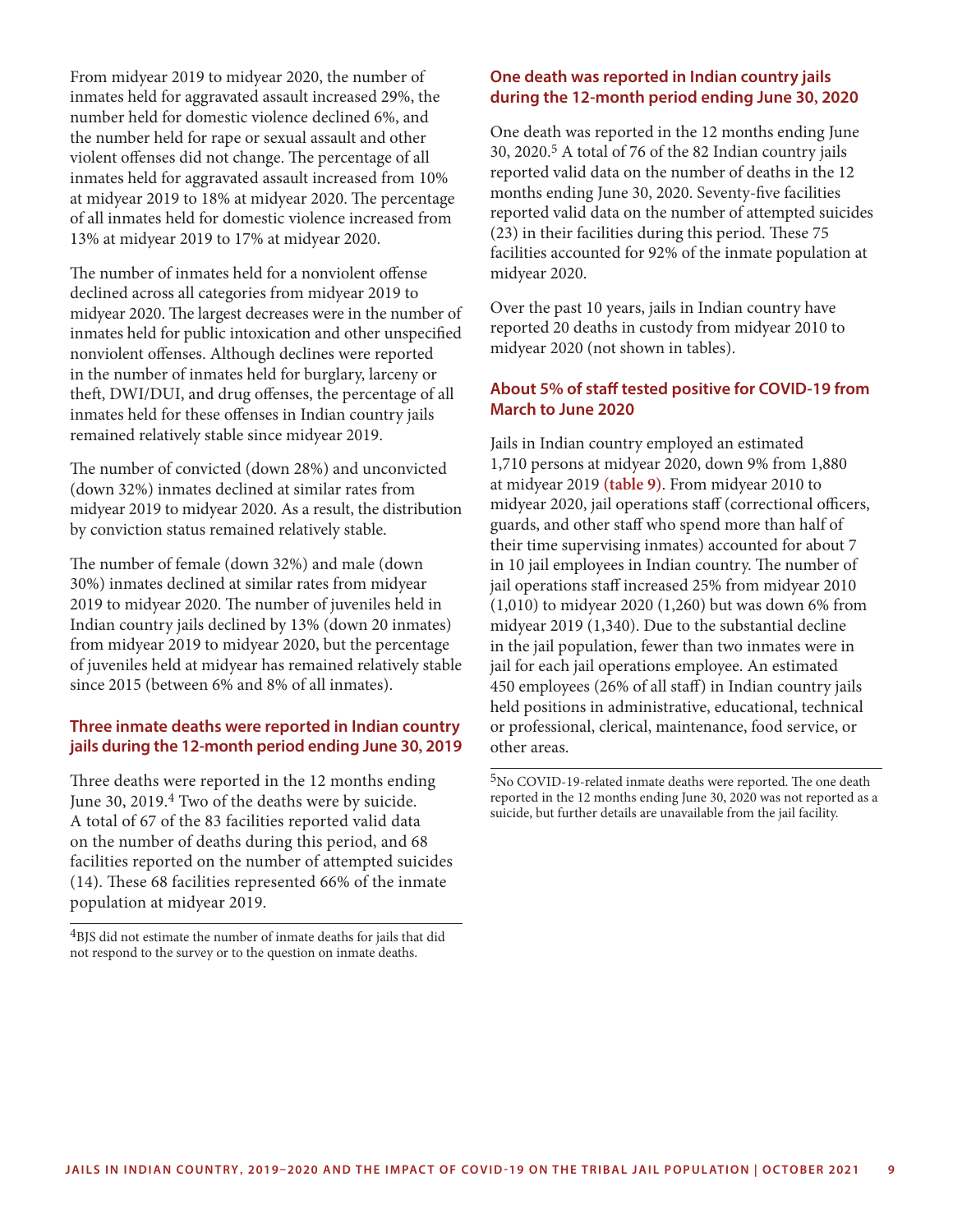From midyear 2019 to midyear 2020, the number of inmates held for aggravated assault increased 29%, the number held for domestic violence declined 6%, and the number held for rape or sexual assault and other violent offenses did not change. The percentage of all inmates held for aggravated assault increased from 10% at midyear 2019 to 18% at midyear 2020. The percentage of all inmates held for domestic violence increased from 13% at midyear 2019 to 17% at midyear 2020.

The number of inmates held for a nonviolent offense declined across all categories from midyear 2019 to midyear 2020. The largest decreases were in the number of inmates held for public intoxication and other unspecified nonviolent offenses. Although declines were reported in the number of inmates held for burglary, larceny or theft, DWI/DUI, and drug offenses, the percentage of all inmates held for these offenses in Indian country jails remained relatively stable since midyear 2019.

The number of convicted (down 28%) and unconvicted (down 32%) inmates declined at similar rates from midyear 2019 to midyear 2020. As a result, the distribution by conviction status remained relatively stable.

The number of female (down 32%) and male (down 30%) inmates declined at similar rates from midyear 2019 to midyear 2020. The number of juveniles held in Indian country jails declined by 13% (down 20 inmates) from midyear 2019 to midyear 2020, but the percentage of juveniles held at midyear has remained relatively stable since 2015 (between 6% and 8% of all inmates).

## Three inmate deaths were reported in Indian country jails during the 12-month period ending June 30, 2019

Three deaths were reported in the 12 months ending June 30, 2019.[4] Two of the deaths were by suicide. A total of 67 of the 83 facilities reported valid data on the number of deaths during this period, and 68 facilities reported on the number of attempted suicides (14). These 68 facilities represented 66% of the inmate population at midyear 2019.

[4]BJS did not estimate the number of inmate deaths for jails that did not respond to the survey or to the question on inmate deaths.

## One death was reported in Indian country jails during the 12-month period ending June 30, 2020

One death was reported in the 12 months ending June 30, 2020.[5] A total of 76 of the 82 Indian country jails reported valid data on the number of deaths in the 12 months ending June 30, 2020. Seventy-five facilities reported valid data on the number of attempted suicides (23) in their facilities during this period. These 75 facilities accounted for 92% of the inmate population at midyear 2020.

Over the past 10 years, jails in Indian country have reported 20 deaths in custody from midyear 2010 to midyear 2020 (not shown in tables).

## About 5% of staff tested positive for COVID-19 from March to June 2020

Jails in Indian country employed an estimated 1,710 persons at midyear 2020, down 9% from 1,880 at midyear 2019 **(table 9)**. From midyear 2010 to midyear 2020, jail operations staff (correctional officers, guards, and other staff who spend more than half of their time supervising inmates) accounted for about 7 in 10 jail employees in Indian country. The number of jail operations staff increased 25% from midyear 2010 (1,010) to midyear 2020 (1,260) but was down 6% from midyear 2019 (1,340). Due to the substantial decline in the jail population, fewer than two inmates were in jail for each jail operations employee. An estimated 450 employees (26% of all staff) in Indian country jails held positions in administrative, educational, technical or professional, clerical, maintenance, food service, or other areas.

[5]No COVID-19-related inmate deaths were reported. The one death reported in the 12 months ending June 30, 2020 was not reported as a suicide, but further details are unavailable from the jail facility.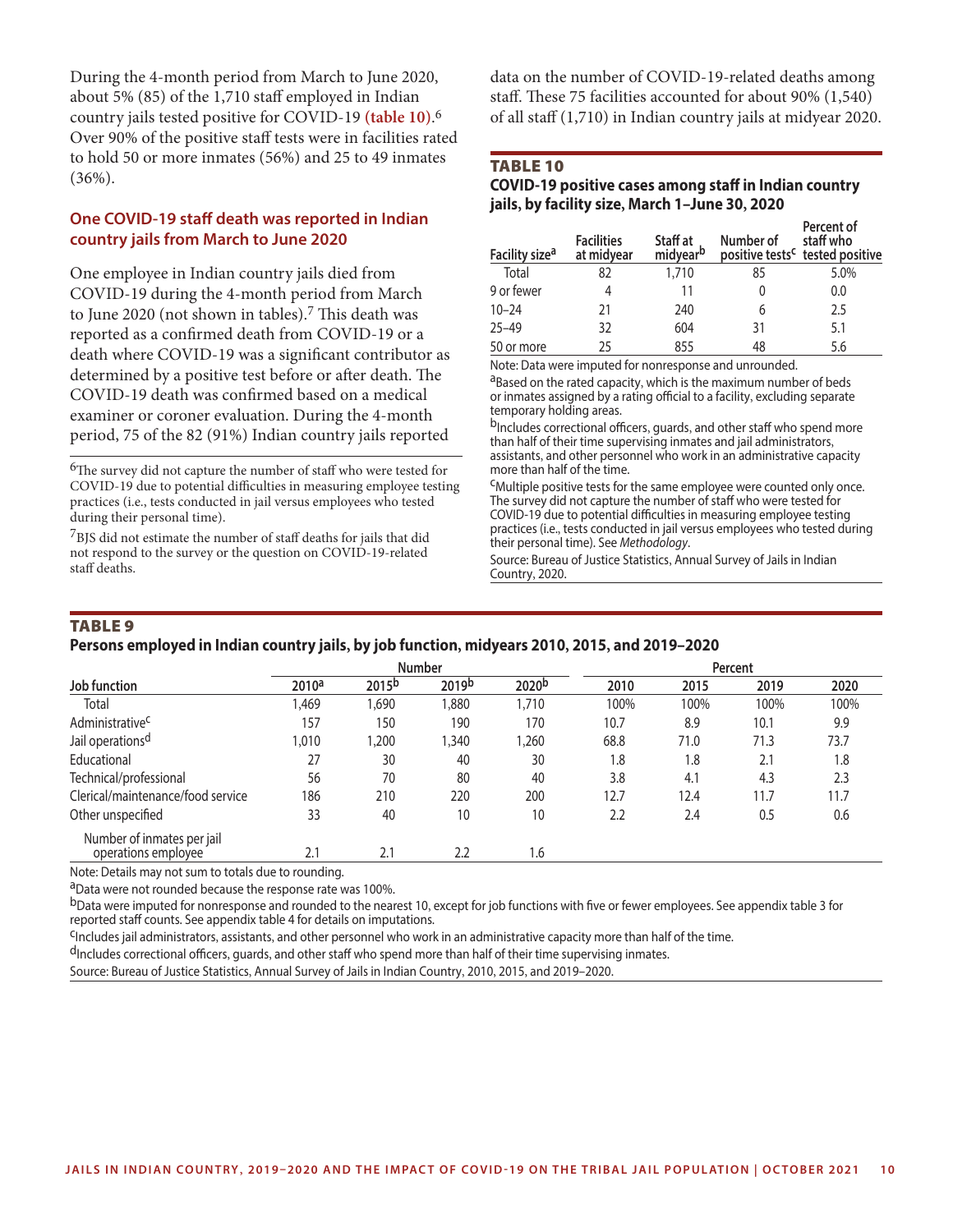During the 4-month period from March to June 2020, about 5% (85) of the 1,710 staff employed in Indian country jails tested positive for COVID-19 **(table 10)**.[6] Over 90% of the positive staff tests were in facilities rated to hold 50 or more inmates (56%) and 25 to 49 inmates (36%).

## One COVID-19 staff death was reported in Indian country jails from March to June 2020

One employee in Indian country jails died from COVID-19 during the 4-month period from March to June 2020 (not shown in tables).[7] This death was reported as a confirmed death from COVID-19 or a death where COVID-19 was a significant contributor as determined by a positive test before or after death. The COVID-19 death was confirmed based on a medical examiner or coroner evaluation. During the 4-month period, 75 of the 82 (91%) Indian country jails reported data on the number of COVID-19-related deaths among staff. These 75 facilities accounted for about 90% (1,540) of all staff (1,710) in Indian country jails at midyear 2020.

[6] The survey did not capture the number of staff who were tested for COVID-19 due to potential difficulties in measuring employee testing practices (i.e., tests conducted in jail versus employees who tested during their personal time).

[7] BJS did not estimate the number of staff deaths for jails that did not respond to the survey or the question on COVID-19-related staff deaths.

### TABLE 10
**COVID-19 positive cases among staff in Indian country jails, by facility size, March 1–June 30, 2020**

| Facility size[a] | Facilities at midyear | Staff at midyear[b] | Number of positive tests[c] | Percent of staff who tested positive |
|---|---|---|---|---|
| Total | 82 | 1,710 | 85 | 5.0% |
| 9 or fewer | 4 | 11 | 0 | 0.0 |
| 10–24 | 21 | 240 | 6 | 2.5 |
| 25–49 | 32 | 604 | 31 | 5.1 |
| 50 or more | 25 | 855 | 48 | 5.6 |

Note: Data were imputed for nonresponse and unrounded.

[a] Based on the rated capacity, which is the maximum number of beds or inmates assigned by a rating official to a facility, excluding separate temporary holding areas.

[b] Includes correctional officers, guards, and other staff who spend more than half of their time supervising inmates and jail administrators, assistants, and other personnel who work in an administrative capacity more than half of the time.

[c] Multiple positive tests for the same employee were counted only once. The survey did not capture the number of staff who were tested for COVID-19 due to potential difficulties in measuring employee testing practices (i.e., tests conducted in jail versus employees who tested during their personal time). See *Methodology*.

Source: Bureau of Justice Statistics, Annual Survey of Jails in Indian Country, 2020.

### TABLE 9
**Persons employed in Indian country jails, by job function, midyears 2010, 2015, and 2019–2020**

| | Number | | | | Percent | | | |
|---|---|---|---|---|---|---|---|---|
| Job function | 2010[a] | 2015[b] | 2019[b] | 2020[b] | 2010 | 2015 | 2019 | 2020 |
| Total | 1,469 | 1,690 | 1,880 | 1,710 | 100% | 100% | 100% | 100% |
| Administrative[c] | 157 | 150 | 190 | 170 | 10.7 | 8.9 | 10.1 | 9.9 |
| Jail operations[d] | 1,010 | 1,200 | 1,340 | 1,260 | 68.8 | 71.0 | 71.3 | 73.7 |
| Educational | 27 | 30 | 40 | 30 | 1.8 | 1.8 | 2.1 | 1.8 |
| Technical/professional | 56 | 70 | 80 | 40 | 3.8 | 4.1 | 4.3 | 2.3 |
| Clerical/maintenance/food service | 186 | 210 | 220 | 200 | 12.7 | 12.4 | 11.7 | 11.7 |
| Other unspecified | 33 | 40 | 10 | 10 | 2.2 | 2.4 | 0.5 | 0.6 |
| Number of inmates per jail operations employee | 2.1 | 2.1 | 2.2 | 1.6 | | | | |

Note: Details may not sum to totals due to rounding.

[a] Data were not rounded because the response rate was 100%.

[b] Data were imputed for nonresponse and rounded to the nearest 10, except for job functions with five or fewer employees. See appendix table 3 for reported staff counts. See appendix table 4 for details on imputations.

[c] Includes jail administrators, assistants, and other personnel who work in an administrative capacity more than half of the time.

[d] Includes correctional officers, guards, and other staff who spend more than half of their time supervising inmates.

Source: Bureau of Justice Statistics, Annual Survey of Jails in Indian Country, 2010, 2015, and 2019–2020.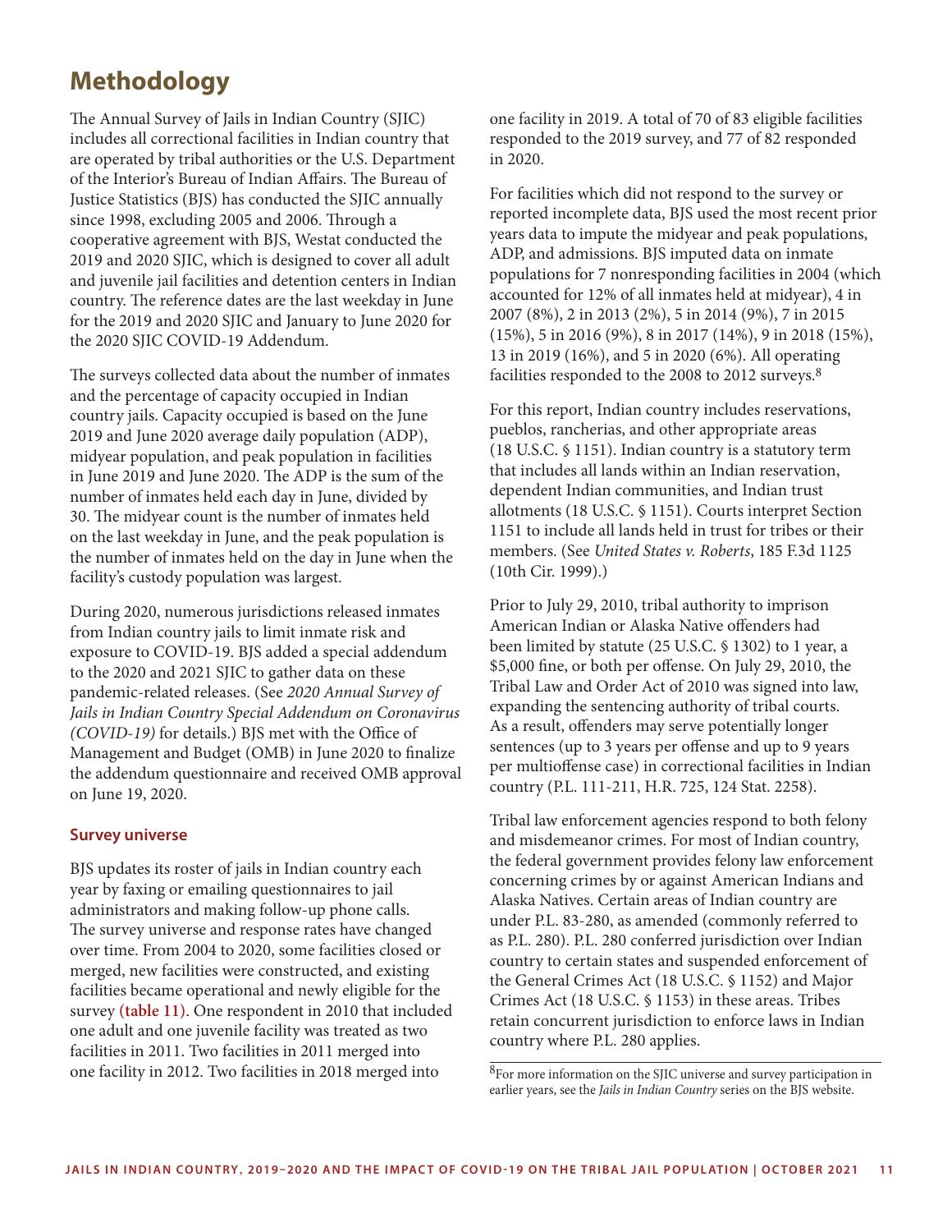# Methodology

The Annual Survey of Jails in Indian Country (SJIC) includes all correctional facilities in Indian country that are operated by tribal authorities or the U.S. Department of the Interior's Bureau of Indian Affairs. The Bureau of Justice Statistics (BJS) has conducted the SJIC annually since 1998, excluding 2005 and 2006. Through a cooperative agreement with BJS, Westat conducted the 2019 and 2020 SJIC, which is designed to cover all adult and juvenile jail facilities and detention centers in Indian country. The reference dates are the last weekday in June for the 2019 and 2020 SJIC and January to June 2020 for the 2020 SJIC COVID-19 Addendum.

The surveys collected data about the number of inmates and the percentage of capacity occupied in Indian country jails. Capacity occupied is based on the June 2019 and June 2020 average daily population (ADP), midyear population, and peak population in facilities in June 2019 and June 2020. The ADP is the sum of the number of inmates held each day in June, divided by 30. The midyear count is the number of inmates held on the last weekday in June, and the peak population is the number of inmates held on the day in June when the facility's custody population was largest.

During 2020, numerous jurisdictions released inmates from Indian country jails to limit inmate risk and exposure to COVID-19. BJS added a special addendum to the 2020 and 2021 SJIC to gather data on these pandemic-related releases. (See *2020 Annual Survey of Jails in Indian Country Special Addendum on Coronavirus (COVID-19)* for details.) BJS met with the Office of Management and Budget (OMB) in June 2020 to finalize the addendum questionnaire and received OMB approval on June 19, 2020.

## Survey universe

BJS updates its roster of jails in Indian country each year by faxing or emailing questionnaires to jail administrators and making follow-up phone calls. The survey universe and response rates have changed over time. From 2004 to 2020, some facilities closed or merged, new facilities were constructed, and existing facilities became operational and newly eligible for the survey **(table 11)**. One respondent in 2010 that included one adult and one juvenile facility was treated as two facilities in 2011. Two facilities in 2011 merged into one facility in 2012. Two facilities in 2018 merged into one facility in 2019. A total of 70 of 83 eligible facilities responded to the 2019 survey, and 77 of 82 responded in 2020.

For facilities which did not respond to the survey or reported incomplete data, BJS used the most recent prior years data to impute the midyear and peak populations, ADP, and admissions. BJS imputed data on inmate populations for 7 nonresponding facilities in 2004 (which accounted for 12% of all inmates held at midyear), 4 in 2007 (8%), 2 in 2013 (2%), 5 in 2014 (9%), 7 in 2015 (15%), 5 in 2016 (9%), 8 in 2017 (14%), 9 in 2018 (15%), 13 in 2019 (16%), and 5 in 2020 (6%). All operating facilities responded to the 2008 to 2012 surveys.[8]

For this report, Indian country includes reservations, pueblos, rancherias, and other appropriate areas (18 U.S.C. § 1151). Indian country is a statutory term that includes all lands within an Indian reservation, dependent Indian communities, and Indian trust allotments (18 U.S.C. § 1151). Courts interpret Section 1151 to include all lands held in trust for tribes or their members. (See *United States v. Roberts*, 185 F.3d 1125 (10th Cir. 1999).)

Prior to July 29, 2010, tribal authority to imprison American Indian or Alaska Native offenders had been limited by statute (25 U.S.C. § 1302) to 1 year, a $5,000 fine, or both per offense. On July 29, 2010, the Tribal Law and Order Act of 2010 was signed into law, expanding the sentencing authority of tribal courts. As a result, offenders may serve potentially longer sentences (up to 3 years per offense and up to 9 years per multioffense case) in correctional facilities in Indian country (P.L. 111-211, H.R. 725, 124 Stat. 2258).

Tribal law enforcement agencies respond to both felony and misdemeanor crimes. For most of Indian country, the federal government provides felony law enforcement concerning crimes by or against American Indians and Alaska Natives. Certain areas of Indian country are under P.L. 83-280, as amended (commonly referred to as P.L. 280). P.L. 280 conferred jurisdiction over Indian country to certain states and suspended enforcement of the General Crimes Act (18 U.S.C. § 1152) and Major Crimes Act (18 U.S.C. § 1153) in these areas. Tribes retain concurrent jurisdiction to enforce laws in Indian country where P.L. 280 applies.

---

[8]For more information on the SJIC universe and survey participation in earlier years, see the *Jails in Indian Country* series on the BJS website.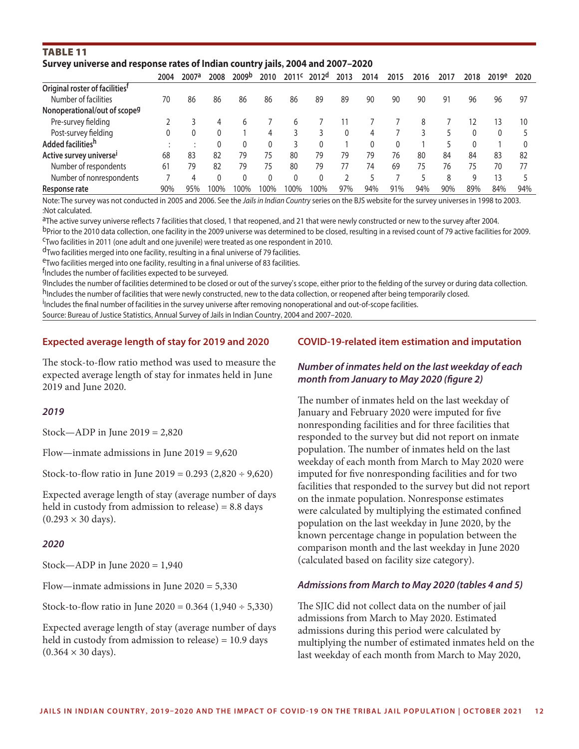## TABLE 11
**Survey universe and response rates of Indian country jails, 2004 and 2007–2020**

| | 2004 | 2007[a] | 2008 | 2009[b] | 2010 | 2011[c] | 2012[d] | 2013 | 2014 | 2015 | 2016 | 2017 | 2018 | 2019[e] | 2020 |
|---|---|---|---|---|---|---|---|---|---|---|---|---|---|---|---|
| **Original roster of facilities[f]** | | | | | | | | | | | | | | | |
| Number of facilities | 70 | 86 | 86 | 86 | 86 | 86 | 89 | 89 | 90 | 90 | 90 | 91 | 96 | 96 | 97 |
| **Nonoperational/out of scope[g]** | | | | | | | | | | | | | | | |
| Pre-survey fielding | 2 | 3 | 4 | 6 | 7 | 6 | 7 | 11 | 7 | 7 | 8 | 7 | 12 | 13 | 10 |
| Post-survey fielding | 0 | 0 | 0 | 1 | 4 | 3 | 3 | 0 | 4 | 7 | 3 | 5 | 0 | 0 | 5 |
| **Added facilities[h]** | : | : | 0 | 0 | 0 | 3 | 0 | 1 | 0 | 0 | 1 | 5 | 0 | 1 | 0 |
| **Active survey universe[i]** | 68 | 83 | 82 | 79 | 75 | 80 | 79 | 79 | 79 | 76 | 80 | 84 | 84 | 83 | 82 |
| Number of respondents | 61 | 79 | 82 | 79 | 75 | 80 | 79 | 77 | 74 | 69 | 75 | 76 | 75 | 70 | 77 |
| Number of nonrespondents | 7 | 4 | 0 | 0 | 0 | 0 | 0 | 2 | 5 | 7 | 5 | 8 | 9 | 13 | 5 |
| **Response rate** | 90% | 95% | 100% | 100% | 100% | 100% | 100% | 97% | 94% | 91% | 94% | 90% | 89% | 84% | 94% |

Note: The survey was not conducted in 2005 and 2006. See the *Jails in Indian Country* series on the BJS website for the survey universes in 1998 to 2003.
:Not calculated.
[a]The active survey universe reflects 7 facilities that closed, 1 that reopened, and 21 that were newly constructed or new to the survey after 2004.
[b]Prior to the 2010 data collection, one facility in the 2009 universe was determined to be closed, resulting in a revised count of 79 active facilities for 2009.
[c]Two facilities in 2011 (one adult and one juvenile) were treated as one respondent in 2010.
[d]Two facilities merged into one facility, resulting in a final universe of 79 facilities.
[e]Two facilities merged into one facility, resulting in a final universe of 83 facilities.
[f]Includes the number of facilities expected to be surveyed.
[g]Includes the number of facilities determined to be closed or out of the survey's scope, either prior to the fielding of the survey or during data collection.
[h]Includes the number of facilities that were newly constructed, new to the data collection, or reopened after being temporarily closed.
[i]Includes the final number of facilities in the survey universe after removing nonoperational and out-of-scope facilities.
Source: Bureau of Justice Statistics, Annual Survey of Jails in Indian Country, 2004 and 2007–2020.

### Expected average length of stay for 2019 and 2020

The stock-to-flow ratio method was used to measure the expected average length of stay for inmates held in June 2019 and June 2020.

#### *2019*

Stock—ADP in June 2019 = 2,820

Flow—inmate admissions in June 2019 = 9,620

Stock-to-flow ratio in June 2019 = 0.293 (2,820 ÷ 9,620)

Expected average length of stay (average number of days held in custody from admission to release) = 8.8 days (0.293 × 30 days).

#### *2020*

Stock—ADP in June 2020 = 1,940

Flow—inmate admissions in June 2020 = 5,330

Stock-to-flow ratio in June 2020 = 0.364 (1,940 ÷ 5,330)

Expected average length of stay (average number of days held in custody from admission to release) = 10.9 days (0.364 × 30 days).

### COVID-19-related item estimation and imputation

#### *Number of inmates held on the last weekday of each month from January to May 2020 (figure 2)*

The number of inmates held on the last weekday of January and February 2020 were imputed for five nonresponding facilities and for three facilities that responded to the survey but did not report on inmate population. The number of inmates held on the last weekday of each month from March to May 2020 were imputed for five nonresponding facilities and for two facilities that responded to the survey but did not report on the inmate population. Nonresponse estimates were calculated by multiplying the estimated confined population on the last weekday in June 2020, by the known percentage change in population between the comparison month and the last weekday in June 2020 (calculated based on facility size category).

#### *Admissions from March to May 2020 (tables 4 and 5)*

The SJIC did not collect data on the number of jail admissions from March to May 2020. Estimated admissions during this period were calculated by multiplying the number of estimated inmates held on the last weekday of each month from March to May 2020,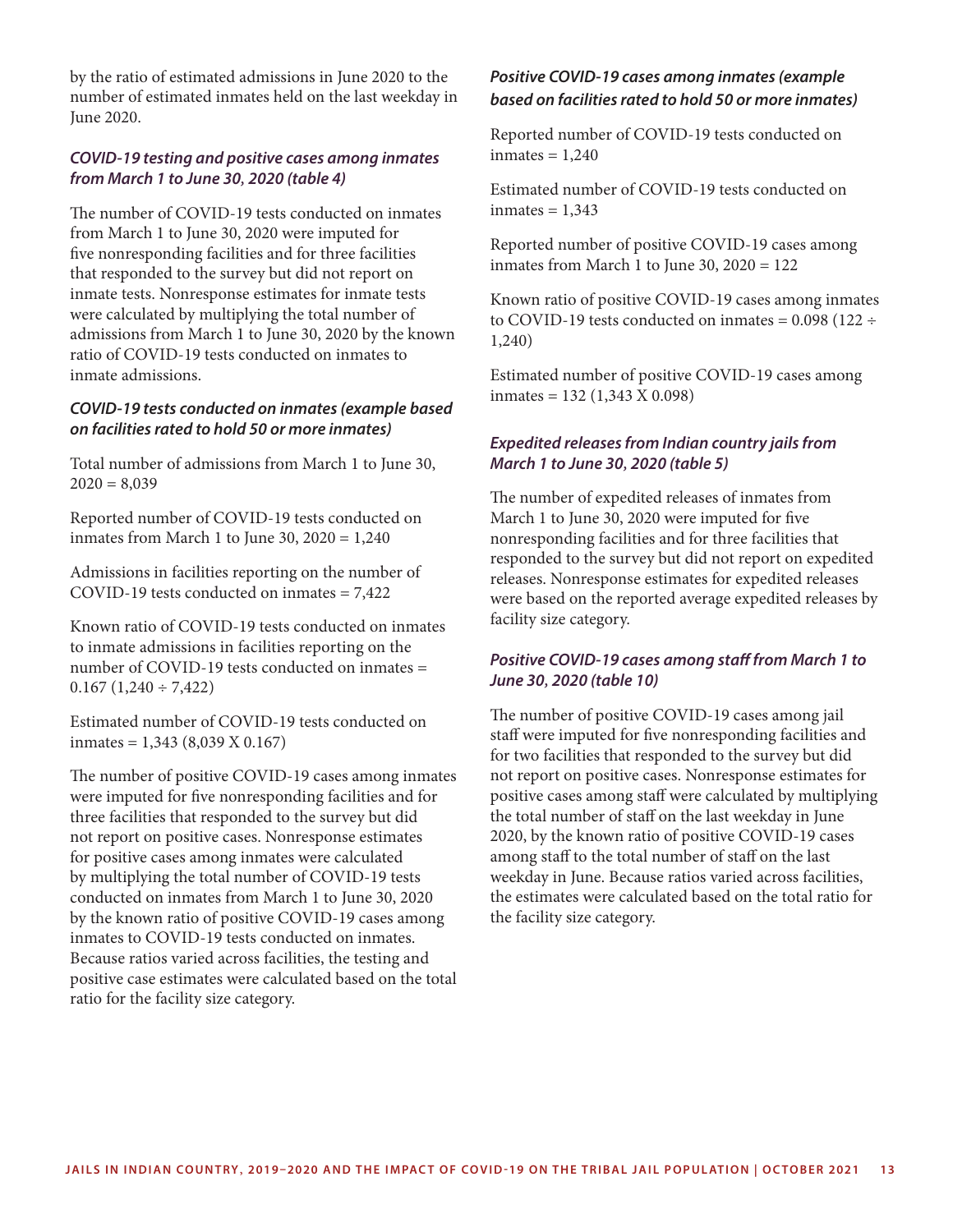by the ratio of estimated admissions in June 2020 to the number of estimated inmates held on the last weekday in June 2020.

### *COVID-19 testing and positive cases among inmates from March 1 to June 30, 2020 (table 4)*

The number of COVID-19 tests conducted on inmates from March 1 to June 30, 2020 were imputed for five nonresponding facilities and for three facilities that responded to the survey but did not report on inmate tests. Nonresponse estimates for inmate tests were calculated by multiplying the total number of admissions from March 1 to June 30, 2020 by the known ratio of COVID-19 tests conducted on inmates to inmate admissions.

### *COVID-19 tests conducted on inmates (example based on facilities rated to hold 50 or more inmates)*

Total number of admissions from March 1 to June 30, 2020 = 8,039

Reported number of COVID-19 tests conducted on inmates from March 1 to June 30, 2020 = 1,240

Admissions in facilities reporting on the number of COVID-19 tests conducted on inmates = 7,422

Known ratio of COVID-19 tests conducted on inmates to inmate admissions in facilities reporting on the number of COVID-19 tests conducted on inmates = 0.167 (1,240 ÷ 7,422)

Estimated number of COVID-19 tests conducted on inmates = 1,343 (8,039 X 0.167)

The number of positive COVID-19 cases among inmates were imputed for five nonresponding facilities and for three facilities that responded to the survey but did not report on positive cases. Nonresponse estimates for positive cases among inmates were calculated by multiplying the total number of COVID-19 tests conducted on inmates from March 1 to June 30, 2020 by the known ratio of positive COVID-19 cases among inmates to COVID-19 tests conducted on inmates. Because ratios varied across facilities, the testing and positive case estimates were calculated based on the total ratio for the facility size category.

### *Positive COVID-19 cases among inmates (example based on facilities rated to hold 50 or more inmates)*

Reported number of COVID-19 tests conducted on inmates = 1,240

Estimated number of COVID-19 tests conducted on inmates = 1,343

Reported number of positive COVID-19 cases among inmates from March 1 to June 30, 2020 = 122

Known ratio of positive COVID-19 cases among inmates to COVID-19 tests conducted on inmates = 0.098 (122 ÷ 1,240)

Estimated number of positive COVID-19 cases among inmates = 132 (1,343 X 0.098)

### *Expedited releases from Indian country jails from March 1 to June 30, 2020 (table 5)*

The number of expedited releases of inmates from March 1 to June 30, 2020 were imputed for five nonresponding facilities and for three facilities that responded to the survey but did not report on expedited releases. Nonresponse estimates for expedited releases were based on the reported average expedited releases by facility size category.

### *Positive COVID-19 cases among staff from March 1 to June 30, 2020 (table 10)*

The number of positive COVID-19 cases among jail staff were imputed for five nonresponding facilities and for two facilities that responded to the survey but did not report on positive cases. Nonresponse estimates for positive cases among staff were calculated by multiplying the total number of staff on the last weekday in June 2020, by the known ratio of positive COVID-19 cases among staff to the total number of staff on the last weekday in June. Because ratios varied across facilities, the estimates were calculated based on the total ratio for the facility size category.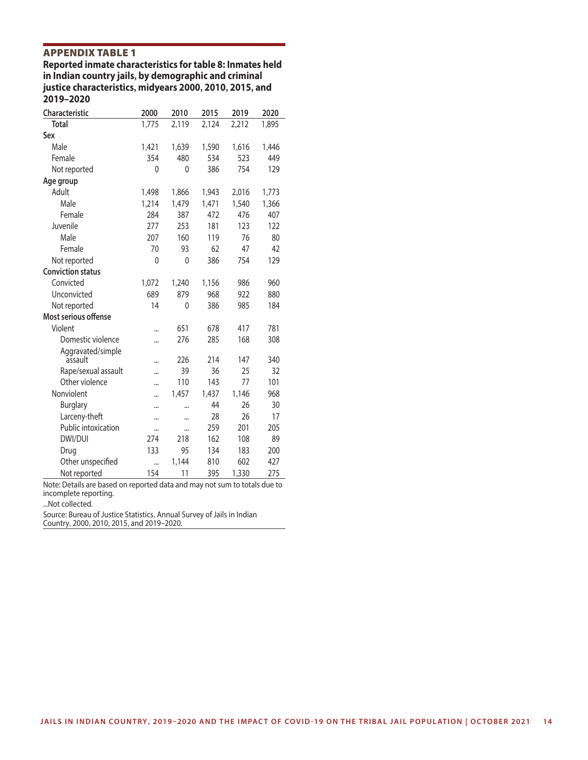## APPENDIX TABLE 1

**Reported inmate characteristics for table 8: Inmates held in Indian country jails, by demographic and criminal justice characteristics, midyears 2000, 2010, 2015, and 2019–2020**

| Characteristic | 2000 | 2010 | 2015 | 2019 | 2020 |
|---|---|---|---|---|---|
| **Total** | 1,775 | 2,119 | 2,124 | 2,212 | 1,895 |
| **Sex** | | | | | |
| Male | 1,421 | 1,639 | 1,590 | 1,616 | 1,446 |
| Female | 354 | 480 | 534 | 523 | 449 |
| Not reported | 0 | 0 | 386 | 754 | 129 |
| **Age group** | | | | | |
| Adult | 1,498 | 1,866 | 1,943 | 2,016 | 1,773 |
| Male | 1,214 | 1,479 | 1,471 | 1,540 | 1,366 |
| Female | 284 | 387 | 472 | 476 | 407 |
| Juvenile | 277 | 253 | 181 | 123 | 122 |
| Male | 207 | 160 | 119 | 76 | 80 |
| Female | 70 | 93 | 62 | 47 | 42 |
| Not reported | 0 | 0 | 386 | 754 | 129 |
| **Conviction status** | | | | | |
| Convicted | 1,072 | 1,240 | 1,156 | 986 | 960 |
| Unconvicted | 689 | 879 | 968 | 922 | 880 |
| Not reported | 14 | 0 | 386 | 985 | 184 |
| **Most serious offense** | | | | | |
| Violent | ... | 651 | 678 | 417 | 781 |
| Domestic violence | ... | 276 | 285 | 168 | 308 |
| Aggravated/simple assault | ... | 226 | 214 | 147 | 340 |
| Rape/sexual assault | ... | 39 | 36 | 25 | 32 |
| Other violence | ... | 110 | 143 | 77 | 101 |
| Nonviolent | ... | 1,457 | 1,437 | 1,146 | 968 |
| Burglary | ... | ... | 44 | 26 | 30 |
| Larceny-theft | ... | ... | 28 | 26 | 17 |
| Public intoxication | ... | ... | 259 | 201 | 205 |
| DWI/DUI | 274 | 218 | 162 | 108 | 89 |
| Drug | 133 | 95 | 134 | 183 | 200 |
| Other unspecified | ... | 1,144 | 810 | 602 | 427 |
| Not reported | 154 | 11 | 395 | 1,330 | 275 |

Note: Details are based on reported data and may not sum to totals due to incomplete reporting.

...Not collected.

Source: Bureau of Justice Statistics, Annual Survey of Jails in Indian Country, 2000, 2010, 2015, and 2019–2020.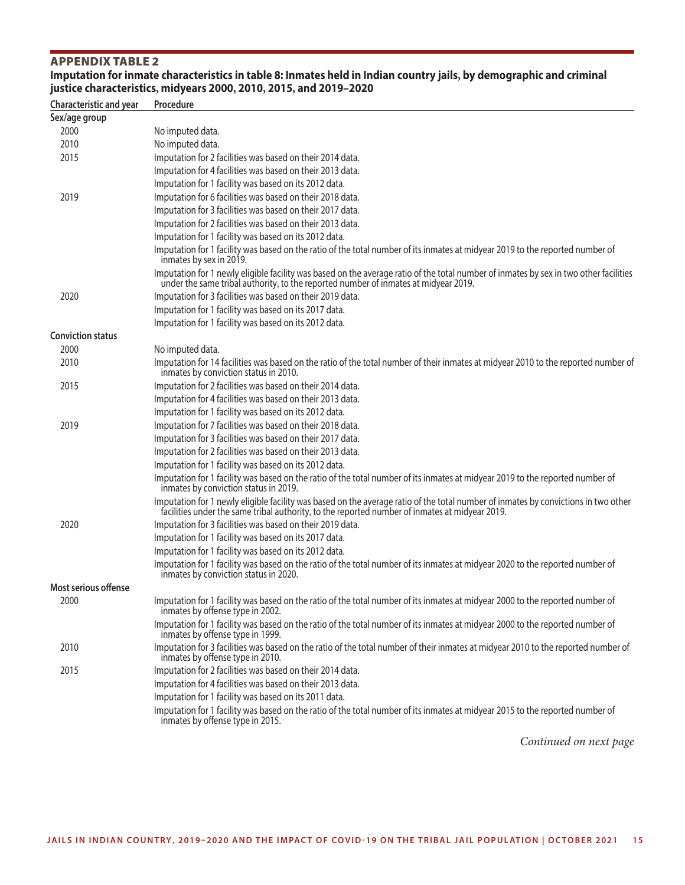## APPENDIX TABLE 2

**Imputation for inmate characteristics in table 8: Inmates held in Indian country jails, by demographic and criminal justice characteristics, midyears 2000, 2010, 2015, and 2019–2020**

| Characteristic and year | Procedure |
|---|---|
| **Sex/age group** | |
| 2000 | No imputed data. |
| 2010 | No imputed data. |
| 2015 | Imputation for 2 facilities was based on their 2014 data. |
| | Imputation for 4 facilities was based on their 2013 data. |
| | Imputation for 1 facility was based on its 2012 data. |
| 2019 | Imputation for 6 facilities was based on their 2018 data. |
| | Imputation for 3 facilities was based on their 2017 data. |
| | Imputation for 2 facilities was based on their 2013 data. |
| | Imputation for 1 facility was based on its 2012 data. |
| | Imputation for 1 facility was based on the ratio of the total number of its inmates at midyear 2019 to the reported number of inmates by sex in 2019. |
| | Imputation for 1 newly eligible facility was based on the average ratio of the total number of inmates by sex in two other facilities under the same tribal authority, to the reported number of inmates at midyear 2019. |
| 2020 | Imputation for 3 facilities was based on their 2019 data. |
| | Imputation for 1 facility was based on its 2017 data. |
| | Imputation for 1 facility was based on its 2012 data. |
| **Conviction status** | |
| 2000 | No imputed data. |
| 2010 | Imputation for 14 facilities was based on the ratio of the total number of their inmates at midyear 2010 to the reported number of inmates by conviction status in 2010. |
| 2015 | Imputation for 2 facilities was based on their 2014 data. |
| | Imputation for 4 facilities was based on their 2013 data. |
| | Imputation for 1 facility was based on its 2012 data. |
| 2019 | Imputation for 7 facilities was based on their 2018 data. |
| | Imputation for 3 facilities was based on their 2017 data. |
| | Imputation for 2 facilities was based on their 2013 data. |
| | Imputation for 1 facility was based on its 2012 data. |
| | Imputation for 1 facility was based on the ratio of the total number of its inmates at midyear 2019 to the reported number of inmates by conviction status in 2019. |
| | Imputation for 1 newly eligible facility was based on the average ratio of the total number of inmates by convictions in two other facilities under the same tribal authority, to the reported number of inmates at midyear 2019. |
| 2020 | Imputation for 3 facilities was based on their 2019 data. |
| | Imputation for 1 facility was based on its 2017 data. |
| | Imputation for 1 facility was based on its 2012 data. |
| | Imputation for 1 facility was based on the ratio of the total number of its inmates at midyear 2020 to the reported number of inmates by conviction status in 2020. |
| **Most serious offense** | |
| 2000 | Imputation for 1 facility was based on the ratio of the total number of its inmates at midyear 2000 to the reported number of inmates by offense type in 2002. |
| | Imputation for 1 facility was based on the ratio of the total number of its inmates at midyear 2000 to the reported number of inmates by offense type in 1999. |
| 2010 | Imputation for 3 facilities was based on the ratio of the total number of their inmates at midyear 2010 to the reported number of inmates by offense type in 2010. |
| 2015 | Imputation for 2 facilities was based on their 2014 data. |
| | Imputation for 4 facilities was based on their 2013 data. |
| | Imputation for 1 facility was based on its 2011 data. |
| | Imputation for 1 facility was based on the ratio of the total number of its inmates at midyear 2015 to the reported number of inmates by offense type in 2015. |

*Continued on next page*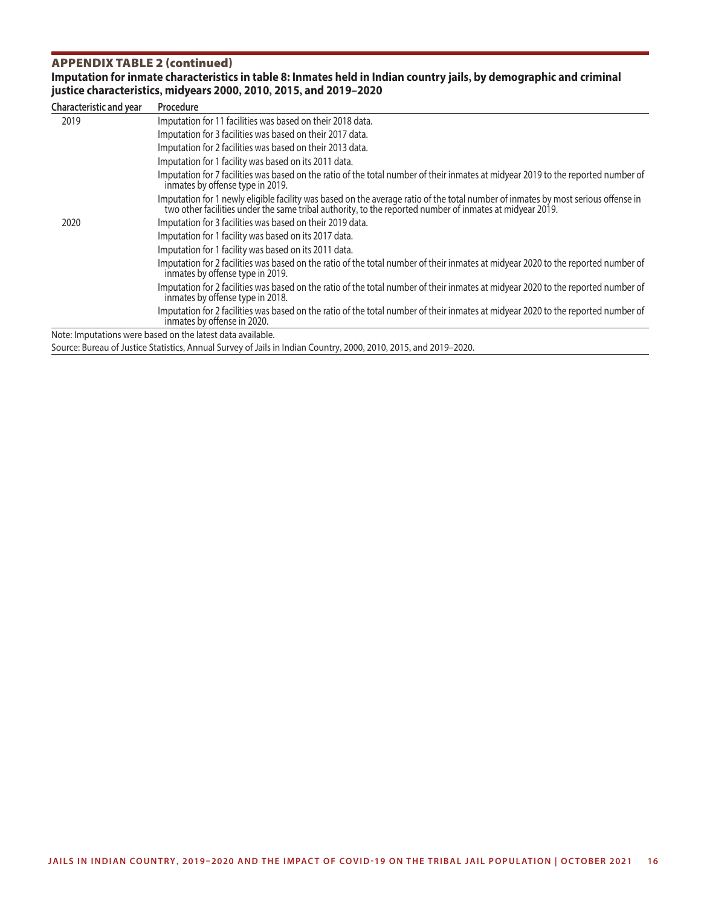## APPENDIX TABLE 2 (continued)

**Imputation for inmate characteristics in table 8: Inmates held in Indian country jails, by demographic and criminal justice characteristics, midyears 2000, 2010, 2015, and 2019–2020**

| Characteristic and year | Procedure |
|---|---|
| 2019 | Imputation for 11 facilities was based on their 2018 data. |
| | Imputation for 3 facilities was based on their 2017 data. |
| | Imputation for 2 facilities was based on their 2013 data. |
| | Imputation for 1 facility was based on its 2011 data. |
| | Imputation for 7 facilities was based on the ratio of the total number of their inmates at midyear 2019 to the reported number of inmates by offense type in 2019. |
| | Imputation for 1 newly eligible facility was based on the average ratio of the total number of inmates by most serious offense in two other facilities under the same tribal authority, to the reported number of inmates at midyear 2019. |
| 2020 | Imputation for 3 facilities was based on their 2019 data. |
| | Imputation for 1 facility was based on its 2017 data. |
| | Imputation for 1 facility was based on its 2011 data. |
| | Imputation for 2 facilities was based on the ratio of the total number of their inmates at midyear 2020 to the reported number of inmates by offense type in 2019. |
| | Imputation for 2 facilities was based on the ratio of the total number of their inmates at midyear 2020 to the reported number of inmates by offense type in 2018. |
| | Imputation for 2 facilities was based on the ratio of the total number of their inmates at midyear 2020 to the reported number of inmates by offense in 2020. |

Note: Imputations were based on the latest data available.

Source: Bureau of Justice Statistics, Annual Survey of Jails in Indian Country, 2000, 2010, 2015, and 2019–2020.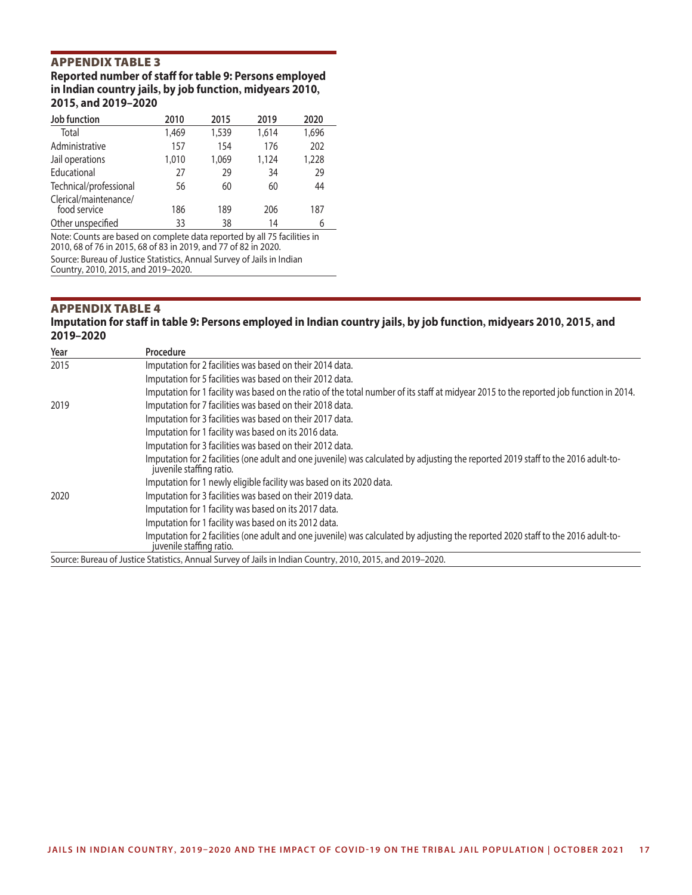## APPENDIX TABLE 3

**Reported number of staff for table 9: Persons employed in Indian country jails, by job function, midyears 2010, 2015, and 2019–2020**

| Job function | 2010 | 2015 | 2019 | 2020 |
|---|---|---|---|---|
| Total | 1,469 | 1,539 | 1,614 | 1,696 |
| Administrative | 157 | 154 | 176 | 202 |
| Jail operations | 1,010 | 1,069 | 1,124 | 1,228 |
| Educational | 27 | 29 | 34 | 29 |
| Technical/professional | 56 | 60 | 60 | 44 |
| Clerical/maintenance/food service | 186 | 189 | 206 | 187 |
| Other unspecified | 33 | 38 | 14 | 6 |

Note: Counts are based on complete data reported by all 75 facilities in 2010, 68 of 76 in 2015, 68 of 83 in 2019, and 77 of 82 in 2020.

Source: Bureau of Justice Statistics, Annual Survey of Jails in Indian Country, 2010, 2015, and 2019–2020.

## APPENDIX TABLE 4

**Imputation for staff in table 9: Persons employed in Indian country jails, by job function, midyears 2010, 2015, and 2019–2020**

| Year | Procedure |
|---|---|
| 2015 | Imputation for 2 facilities was based on their 2014 data. |
| | Imputation for 5 facilities was based on their 2012 data. |
| | Imputation for 1 facility was based on the ratio of the total number of its staff at midyear 2015 to the reported job function in 2014. |
| 2019 | Imputation for 7 facilities was based on their 2018 data. |
| | Imputation for 3 facilities was based on their 2017 data. |
| | Imputation for 1 facility was based on its 2016 data. |
| | Imputation for 3 facilities was based on their 2012 data. |
| | Imputation for 2 facilities (one adult and one juvenile) was calculated by adjusting the reported 2019 staff to the 2016 adult-to-juvenile staffing ratio. |
| | Imputation for 1 newly eligible facility was based on its 2020 data. |
| 2020 | Imputation for 3 facilities was based on their 2019 data. |
| | Imputation for 1 facility was based on its 2017 data. |
| | Imputation for 1 facility was based on its 2012 data. |
| | Imputation for 2 facilities (one adult and one juvenile) was calculated by adjusting the reported 2020 staff to the 2016 adult-to-juvenile staffing ratio. |

Source: Bureau of Justice Statistics, Annual Survey of Jails in Indian Country, 2010, 2015, and 2019–2020.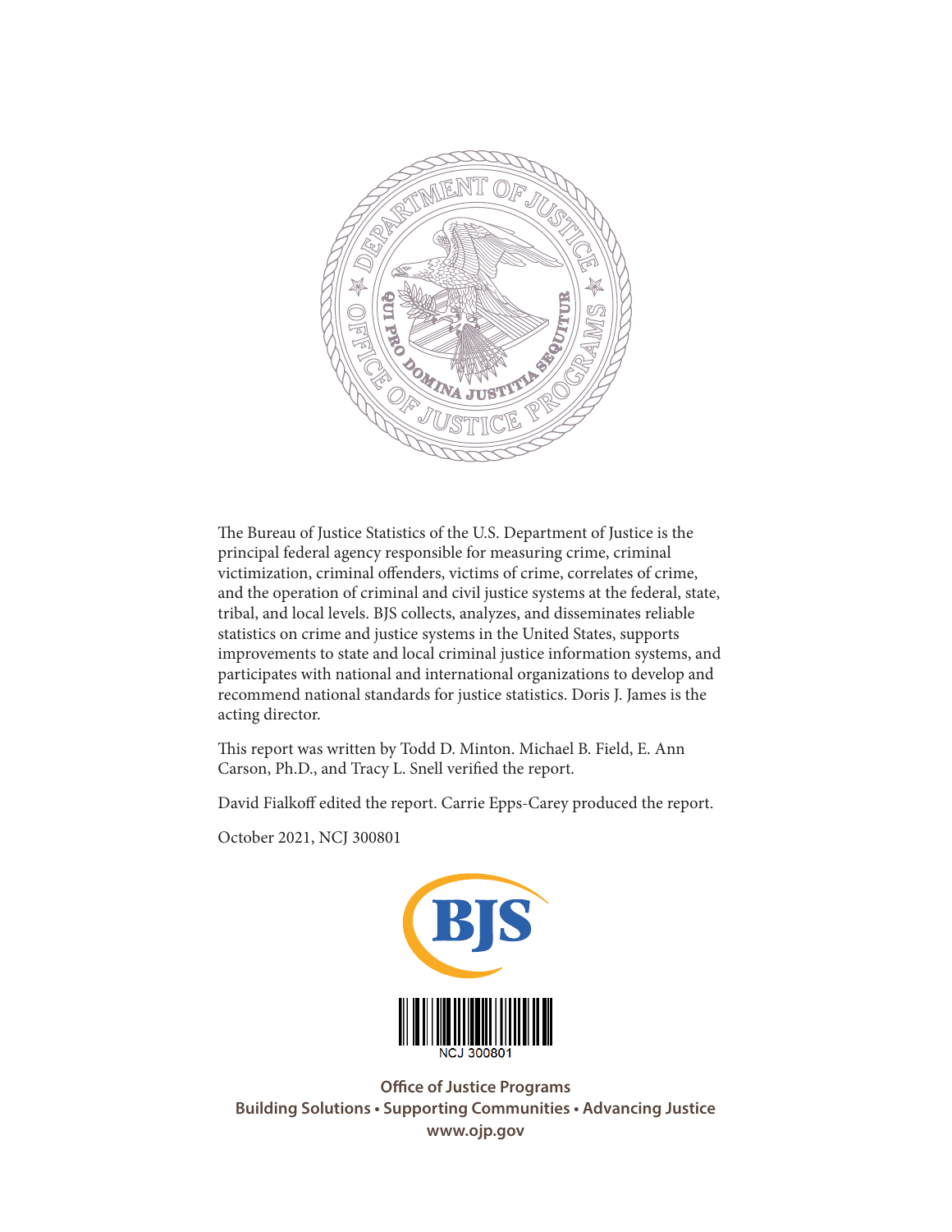The Bureau of Justice Statistics of the U.S. Department of Justice is the principal federal agency responsible for measuring crime, criminal victimization, criminal offenders, victims of crime, correlates of crime, and the operation of criminal and civil justice systems at the federal, state, tribal, and local levels. BJS collects, analyzes, and disseminates reliable statistics on crime and justice systems in the United States, supports improvements to state and local criminal justice information systems, and participates with national and international organizations to develop and recommend national standards for justice statistics. Doris J. James is the acting director.

This report was written by Todd D. Minton. Michael B. Field, E. Ann Carson, Ph.D., and Tracy L. Snell verified the report.

David Fialkoff edited the report. Carrie Epps-Carey produced the report.

October 2021, NCJ 300801

NCJ 300801

**Office of Justice Programs**
**Building Solutions • Supporting Communities • Advancing Justice**
**www.ojp.gov**